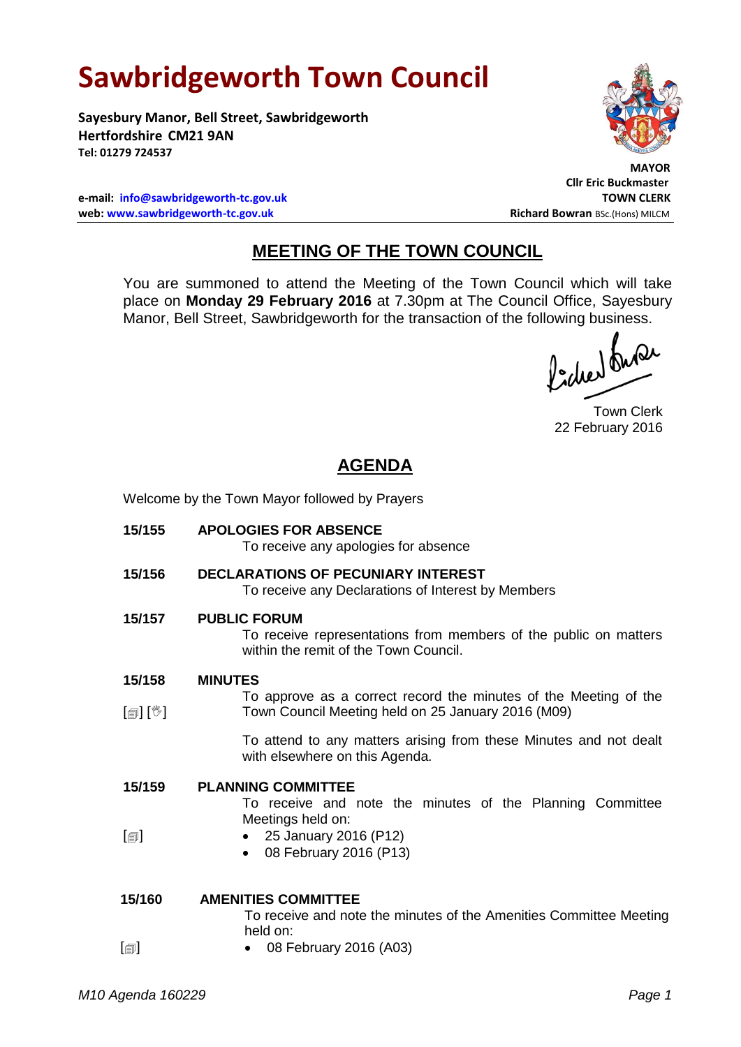# Sawbridgeworth Town Council

**Sayesbury Manor, Bell Street, Sawbridgeworth**
**Hertfordshire CM21 9AN**
**Tel: 01279 724537**

**e-mail: info@sawbridgeworth-tc.gov.uk**
**web: www.sawbridgeworth-tc.gov.uk**

**MAYOR**
**Cllr Eric Buckmaster**
**TOWN CLERK**
**Richard Bowran** BSc.(Hons) MILCM

## MEETING OF THE TOWN COUNCIL

You are summoned to attend the Meeting of the Town Council which will take place on **Monday 29 February 2016** at 7.30pm at The Council Office, Sayesbury Manor, Bell Street, Sawbridgeworth for the transaction of the following business.

Town Clerk
22 February 2016

## AGENDA

Welcome by the Town Mayor followed by Prayers

**15/155 APOLOGIES FOR ABSENCE**

To receive any apologies for absence

**15/156 DECLARATIONS OF PECUNIARY INTEREST**

To receive any Declarations of Interest by Members

**15/157 PUBLIC FORUM**

To receive representations from members of the public on matters within the remit of the Town Council.

**15/158 MINUTES**

[] [] To approve as a correct record the minutes of the Meeting of the Town Council Meeting held on 25 January 2016 (M09)

To attend to any matters arising from these Minutes and not dealt with elsewhere on this Agenda.

**15/159 PLANNING COMMITTEE**

To receive and note the minutes of the Planning Committee Meetings held on:

[]
- 25 January 2016 (P12)
- 08 February 2016 (P13)

**15/160 AMENITIES COMMITTEE**

To receive and note the minutes of the Amenities Committee Meeting held on:

[]
- 08 February 2016 (A03)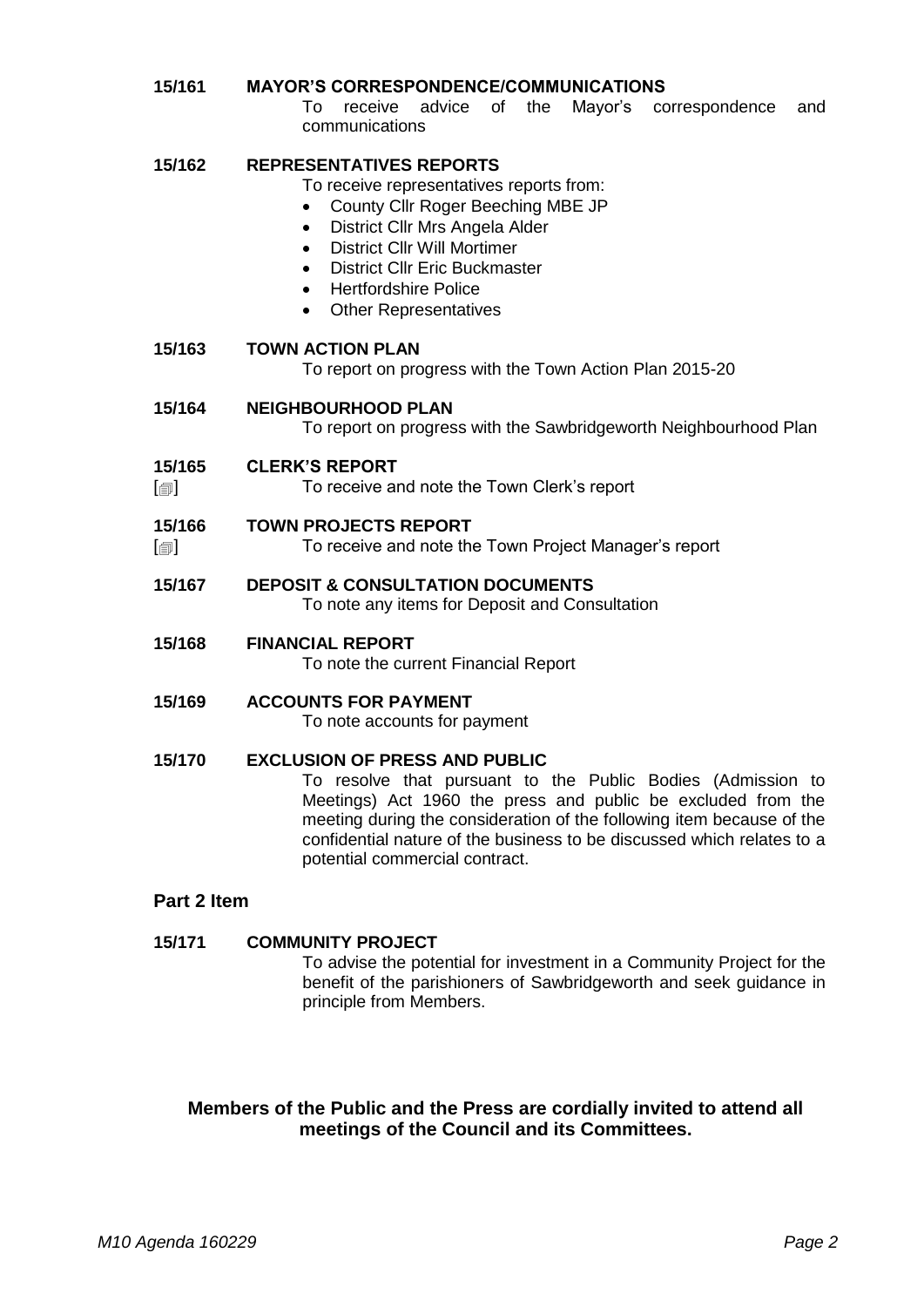**15/161 MAYOR'S CORRESPONDENCE/COMMUNICATIONS**

To receive advice of the Mayor's correspondence and communications

**15/162 REPRESENTATIVES REPORTS**

To receive representatives reports from:

- County Cllr Roger Beeching MBE JP
- District Cllr Mrs Angela Alder
- District Cllr Will Mortimer
- District Cllr Eric Buckmaster
- Hertfordshire Police
- Other Representatives

**15/163 TOWN ACTION PLAN**

To report on progress with the Town Action Plan 2015-20

**15/164 NEIGHBOURHOOD PLAN**

To report on progress with the Sawbridgeworth Neighbourhood Plan

**15/165 CLERK'S REPORT**

[🗐] To receive and note the Town Clerk's report

**15/166 TOWN PROJECTS REPORT**

[🗐] To receive and note the Town Project Manager's report

**15/167 DEPOSIT & CONSULTATION DOCUMENTS**

To note any items for Deposit and Consultation

**15/168 FINANCIAL REPORT**

To note the current Financial Report

**15/169 ACCOUNTS FOR PAYMENT**

To note accounts for payment

**15/170 EXCLUSION OF PRESS AND PUBLIC**

To resolve that pursuant to the Public Bodies (Admission to Meetings) Act 1960 the press and public be excluded from the meeting during the consideration of the following item because of the confidential nature of the business to be discussed which relates to a potential commercial contract.

## Part 2 Item

**15/171 COMMUNITY PROJECT**

To advise the potential for investment in a Community Project for the benefit of the parishioners of Sawbridgeworth and seek guidance in principle from Members.

**Members of the Public and the Press are cordially invited to attend all meetings of the Council and its Committees.**